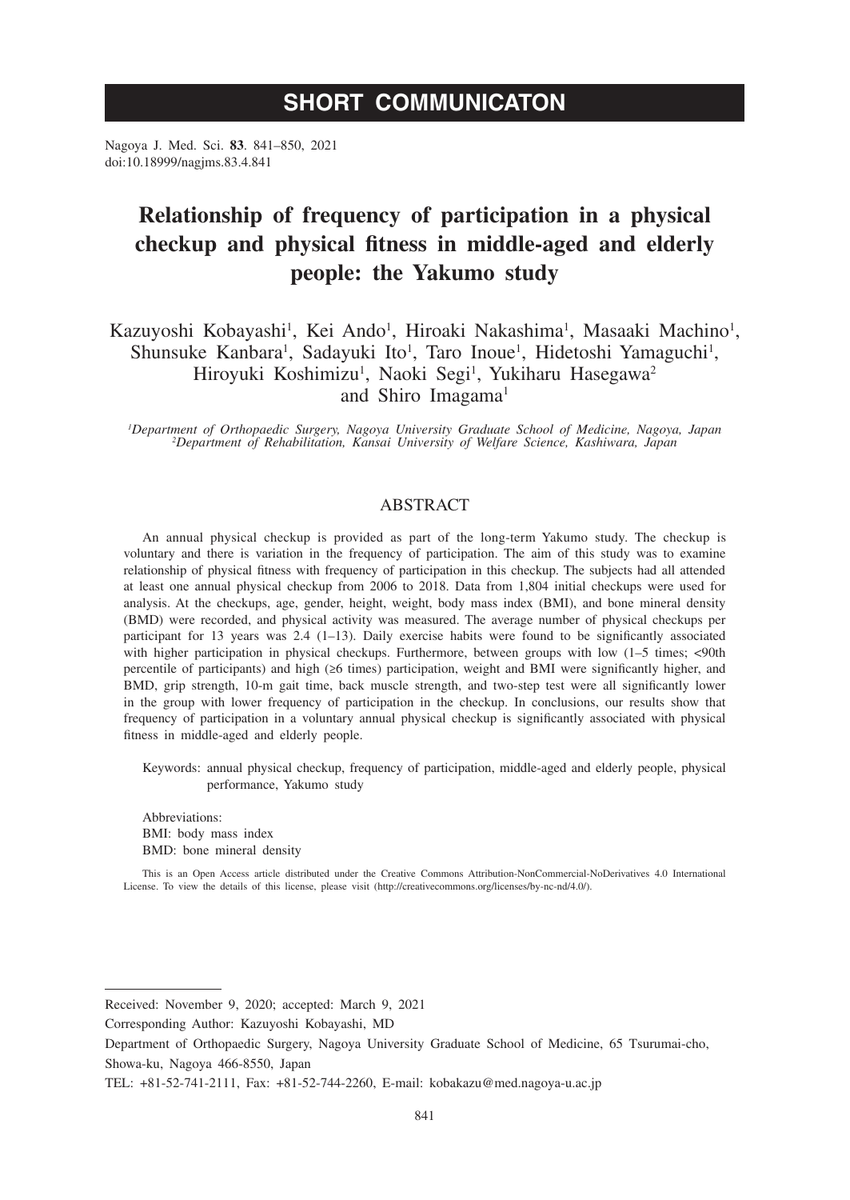# SHORT COMMUNICATON

Nagoya J. Med. Sci. **83**. 841–850, 2021
doi:10.18999/nagjms.83.4.841

# Relationship of frequency of participation in a physical checkup and physical fitness in middle-aged and elderly people: the Yakumo study

Kazuyoshi Kobayashi[1], Kei Ando[1], Hiroaki Nakashima[1], Masaaki Machino[1], Shunsuke Kanbara[1], Sadayuki Ito[1], Taro Inoue[1], Hidetoshi Yamaguchi[1], Hiroyuki Koshimizu[1], Naoki Segi[1], Yukiharu Hasegawa[2] and Shiro Imagama[1]

*[1]Department of Orthopaedic Surgery, Nagoya University Graduate School of Medicine, Nagoya, Japan*
*[2]Department of Rehabilitation, Kansai University of Welfare Science, Kashiwara, Japan*

## ABSTRACT

An annual physical checkup is provided as part of the long-term Yakumo study. The checkup is voluntary and there is variation in the frequency of participation. The aim of this study was to examine relationship of physical fitness with frequency of participation in this checkup. The subjects had all attended at least one annual physical checkup from 2006 to 2018. Data from 1,804 initial checkups were used for analysis. At the checkups, age, gender, height, weight, body mass index (BMI), and bone mineral density (BMD) were recorded, and physical activity was measured. The average number of physical checkups per participant for 13 years was 2.4 (1–13). Daily exercise habits were found to be significantly associated with higher participation in physical checkups. Furthermore, between groups with low (1–5 times; <90th percentile of participants) and high (≥6 times) participation, weight and BMI were significantly higher, and BMD, grip strength, 10-m gait time, back muscle strength, and two-step test were all significantly lower in the group with lower frequency of participation in the checkup. In conclusions, our results show that frequency of participation in a voluntary annual physical checkup is significantly associated with physical fitness in middle-aged and elderly people.

Keywords: annual physical checkup, frequency of participation, middle-aged and elderly people, physical performance, Yakumo study

Abbreviations:
BMI: body mass index
BMD: bone mineral density

This is an Open Access article distributed under the Creative Commons Attribution-NonCommercial-NoDerivatives 4.0 International License. To view the details of this license, please visit (http://creativecommons.org/licenses/by-nc-nd/4.0/).

---

Received: November 9, 2020; accepted: March 9, 2021

Corresponding Author: Kazuyoshi Kobayashi, MD

Department of Orthopaedic Surgery, Nagoya University Graduate School of Medicine, 65 Tsurumai-cho, Showa-ku, Nagoya 466-8550, Japan

TEL: +81-52-741-2111, Fax: +81-52-744-2260, E-mail: kobakazu@med.nagoya-u.ac.jp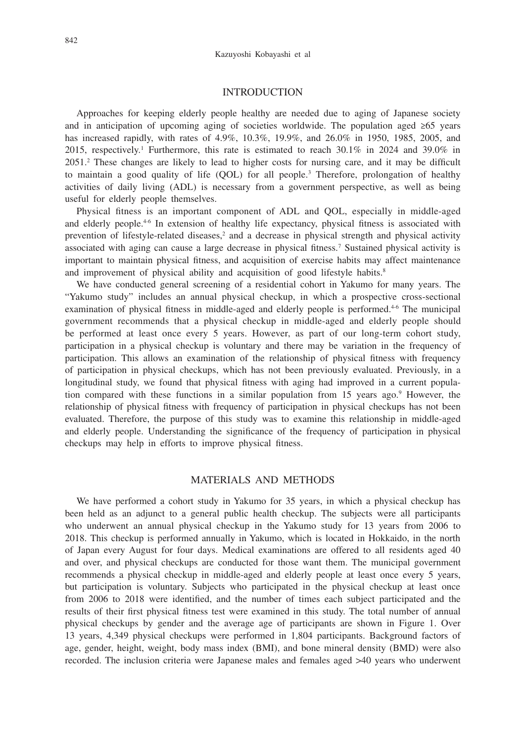## INTRODUCTION

Approaches for keeping elderly people healthy are needed due to aging of Japanese society and in anticipation of upcoming aging of societies worldwide. The population aged ≥65 years has increased rapidly, with rates of 4.9%, 10.3%, 19.9%, and 26.0% in 1950, 1985, 2005, and 2015, respectively.[1] Furthermore, this rate is estimated to reach 30.1% in 2024 and 39.0% in 2051.[2] These changes are likely to lead to higher costs for nursing care, and it may be difficult to maintain a good quality of life (QOL) for all people.[3] Therefore, prolongation of healthy activities of daily living (ADL) is necessary from a government perspective, as well as being useful for elderly people themselves.

Physical fitness is an important component of ADL and QOL, especially in middle-aged and elderly people.[4-6] In extension of healthy life expectancy, physical fitness is associated with prevention of lifestyle-related diseases,[2] and a decrease in physical strength and physical activity associated with aging can cause a large decrease in physical fitness.[7] Sustained physical activity is important to maintain physical fitness, and acquisition of exercise habits may affect maintenance and improvement of physical ability and acquisition of good lifestyle habits.[8]

We have conducted general screening of a residential cohort in Yakumo for many years. The "Yakumo study" includes an annual physical checkup, in which a prospective cross-sectional examination of physical fitness in middle-aged and elderly people is performed.[4-6] The municipal government recommends that a physical checkup in middle-aged and elderly people should be performed at least once every 5 years. However, as part of our long-term cohort study, participation in a physical checkup is voluntary and there may be variation in the frequency of participation. This allows an examination of the relationship of physical fitness with frequency of participation in physical checkups, which has not been previously evaluated. Previously, in a longitudinal study, we found that physical fitness with aging had improved in a current population compared with these functions in a similar population from 15 years ago.[9] However, the relationship of physical fitness with frequency of participation in physical checkups has not been evaluated. Therefore, the purpose of this study was to examine this relationship in middle-aged and elderly people. Understanding the significance of the frequency of participation in physical checkups may help in efforts to improve physical fitness.

## MATERIALS AND METHODS

We have performed a cohort study in Yakumo for 35 years, in which a physical checkup has been held as an adjunct to a general public health checkup. The subjects were all participants who underwent an annual physical checkup in the Yakumo study for 13 years from 2006 to 2018. This checkup is performed annually in Yakumo, which is located in Hokkaido, in the north of Japan every August for four days. Medical examinations are offered to all residents aged 40 and over, and physical checkups are conducted for those want them. The municipal government recommends a physical checkup in middle-aged and elderly people at least once every 5 years, but participation is voluntary. Subjects who participated in the physical checkup at least once from 2006 to 2018 were identified, and the number of times each subject participated and the results of their first physical fitness test were examined in this study. The total number of annual physical checkups by gender and the average age of participants are shown in Figure 1. Over 13 years, 4,349 physical checkups were performed in 1,804 participants. Background factors of age, gender, height, weight, body mass index (BMI), and bone mineral density (BMD) were also recorded. The inclusion criteria were Japanese males and females aged >40 years who underwent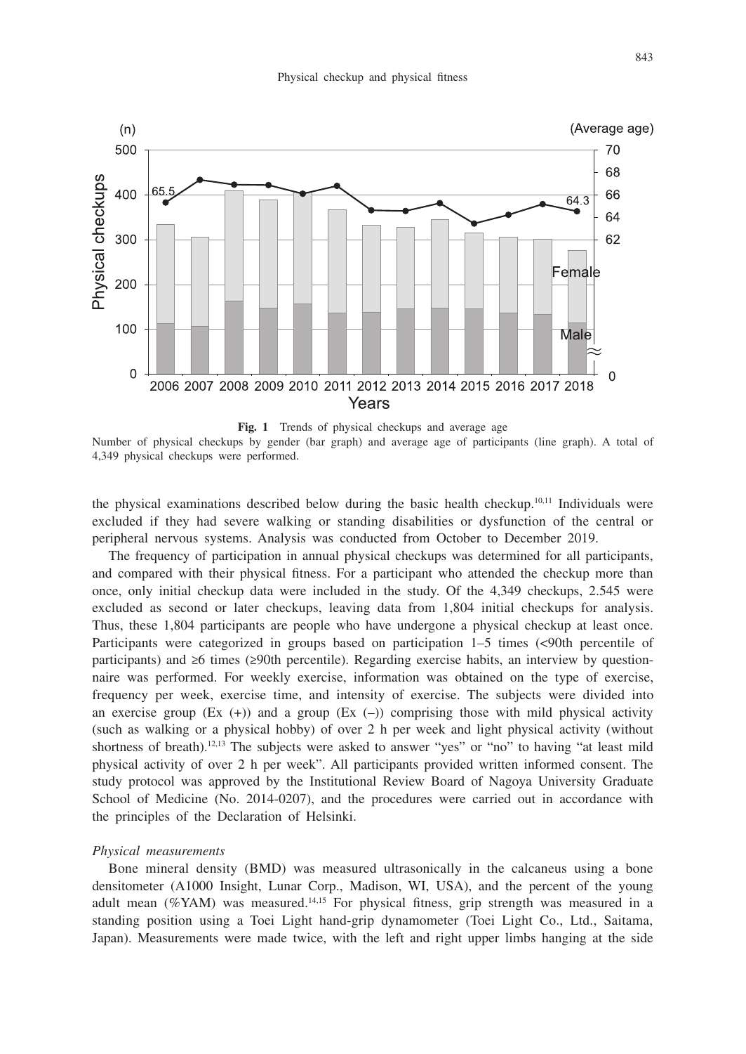**Fig. 1** Trends of physical checkups and average age

Number of physical checkups by gender (bar graph) and average age of participants (line graph). A total of 4,349 physical checkups were performed.

the physical examinations described below during the basic health checkup.[10,11] Individuals were excluded if they had severe walking or standing disabilities or dysfunction of the central or peripheral nervous systems. Analysis was conducted from October to December 2019.

The frequency of participation in annual physical checkups was determined for all participants, and compared with their physical fitness. For a participant who attended the checkup more than once, only initial checkup data were included in the study. Of the 4,349 checkups, 2.545 were excluded as second or later checkups, leaving data from 1,804 initial checkups for analysis. Thus, these 1,804 participants are people who have undergone a physical checkup at least once. Participants were categorized in groups based on participation 1–5 times (<90th percentile of participants) and ≥6 times (≥90th percentile). Regarding exercise habits, an interview by questionnaire was performed. For weekly exercise, information was obtained on the type of exercise, frequency per week, exercise time, and intensity of exercise. The subjects were divided into an exercise group (Ex (+)) and a group (Ex (–)) comprising those with mild physical activity (such as walking or a physical hobby) of over 2 h per week and light physical activity (without shortness of breath).[12,13] The subjects were asked to answer "yes" or "no" to having "at least mild physical activity of over 2 h per week". All participants provided written informed consent. The study protocol was approved by the Institutional Review Board of Nagoya University Graduate School of Medicine (No. 2014-0207), and the procedures were carried out in accordance with the principles of the Declaration of Helsinki.

*Physical measurements*

Bone mineral density (BMD) was measured ultrasonically in the calcaneus using a bone densitometer (A1000 Insight, Lunar Corp., Madison, WI, USA), and the percent of the young adult mean (%YAM) was measured.[14,15] For physical fitness, grip strength was measured in a standing position using a Toei Light hand-grip dynamometer (Toei Light Co., Ltd., Saitama, Japan). Measurements were made twice, with the left and right upper limbs hanging at the side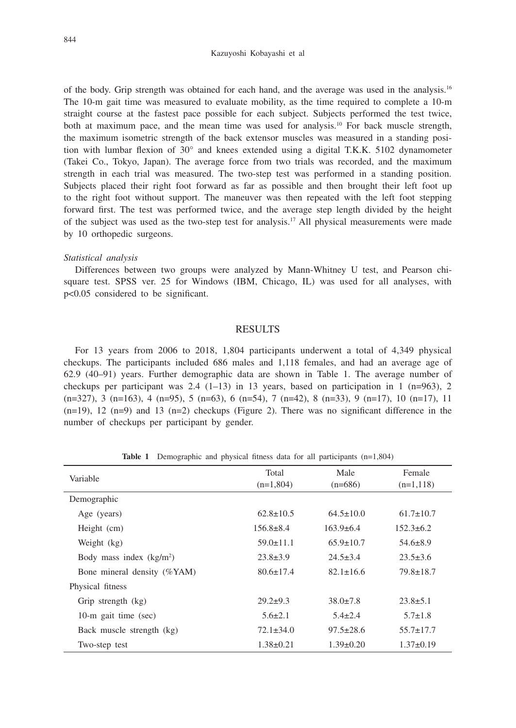of the body. Grip strength was obtained for each hand, and the average was used in the analysis.[16] The 10-m gait time was measured to evaluate mobility, as the time required to complete a 10-m straight course at the fastest pace possible for each subject. Subjects performed the test twice, both at maximum pace, and the mean time was used for analysis.[10] For back muscle strength, the maximum isometric strength of the back extensor muscles was measured in a standing position with lumbar flexion of 30° and knees extended using a digital T.K.K. 5102 dynamometer (Takei Co., Tokyo, Japan). The average force from two trials was recorded, and the maximum strength in each trial was measured. The two-step test was performed in a standing position. Subjects placed their right foot forward as far as possible and then brought their left foot up to the right foot without support. The maneuver was then repeated with the left foot stepping forward first. The test was performed twice, and the average step length divided by the height of the subject was used as the two-step test for analysis.[17] All physical measurements were made by 10 orthopedic surgeons.

*Statistical analysis*

Differences between two groups were analyzed by Mann-Whitney U test, and Pearson chi-square test. SPSS ver. 25 for Windows (IBM, Chicago, IL) was used for all analyses, with $p<0.05$ considered to be significant.

## RESULTS

For 13 years from 2006 to 2018, 1,804 participants underwent a total of 4,349 physical checkups. The participants included 686 males and 1,118 females, and had an average age of 62.9 (40–91) years. Further demographic data are shown in Table 1. The average number of checkups per participant was 2.4 (1–13) in 13 years, based on participation in 1 (n=963), 2 (n=327), 3 (n=163), 4 (n=95), 5 (n=63), 6 (n=54), 7 (n=42), 8 (n=33), 9 (n=17), 10 (n=17), 11 (n=19), 12 (n=9) and 13 (n=2) checkups (Figure 2). There was no significant difference in the number of checkups per participant by gender.

**Table 1** Demographic and physical fitness data for all participants (n=1,804)

| Variable | Total (n=1,804) | Male (n=686) | Female (n=1,118) |
|---|---|---|---|
| Demographic | | | |
| Age (years) | 62.8±10.5 | 64.5±10.0 | 61.7±10.7 |
| Height (cm) | 156.8±8.4 | 163.9±6.4 | 152.3±6.2 |
| Weight (kg) | 59.0±11.1 | 65.9±10.7 | 54.6±8.9 |
| Body mass index (kg/m²) | 23.8±3.9 | 24.5±3.4 | 23.5±3.6 |
| Bone mineral density (%YAM) | 80.6±17.4 | 82.1±16.6 | 79.8±18.7 |
| Physical fitness | | | |
| Grip strength (kg) | 29.2±9.3 | 38.0±7.8 | 23.8±5.1 |
| 10-m gait time (sec) | 5.6±2.1 | 5.4±2.4 | 5.7±1.8 |
| Back muscle strength (kg) | 72.1±34.0 | 97.5±28.6 | 55.7±17.7 |
| Two-step test | 1.38±0.21 | 1.39±0.20 | 1.37±0.19 |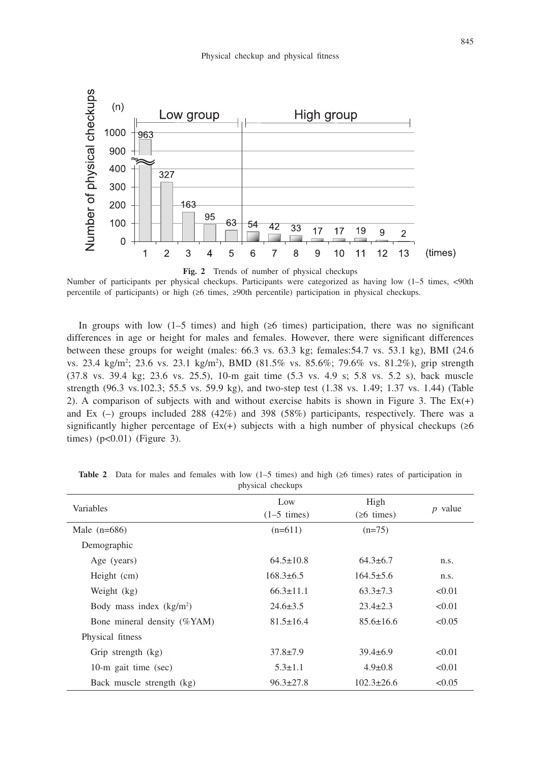**Fig. 2** Trends of number of physical checkups

Number of participants per physical checkups. Participants were categorized as having low (1–5 times, <90th percentile of participants) or high (≥6 times, ≥90th percentile) participation in physical checkups.

In groups with low (1–5 times) and high (≥6 times) participation, there was no significant differences in age or height for males and females. However, there were significant differences between these groups for weight (males: 66.3 vs. 63.3 kg; females:54.7 vs. 53.1 kg), BMI (24.6 vs. 23.4 kg/m$^2$; 23.6 vs. 23.1 kg/m$^2$), BMD (81.5% vs. 85.6%; 79.6% vs. 81.2%), grip strength (37.8 vs. 39.4 kg; 23.6 vs. 25.5), 10-m gait time (5.3 vs. 4.9 s; 5.8 vs. 5.2 s), back muscle strength (96.3 vs.102.3; 55.5 vs. 59.9 kg), and two-step test (1.38 vs. 1.49; 1.37 vs. 1.44) (Table 2). A comparison of subjects with and without exercise habits is shown in Figure 3. The Ex(+) and Ex (–) groups included 288 (42%) and 398 (58%) participants, respectively. There was a significantly higher percentage of Ex(+) subjects with a high number of physical checkups (≥6 times) ($p<0.01$) (Figure 3).

**Table 2** Data for males and females with low (1–5 times) and high (≥6 times) rates of participation in physical checkups

| Variables | Low (1–5 times) | High (≥6 times) | *p* value |
|---|---|---|---|
| Male (n=686) | (n=611) | (n=75) | |
| Demographic | | | |
| Age (years) | 64.5±10.8 | 64.3±6.7 | n.s. |
| Height (cm) | 168.3±6.5 | 164.5±5.6 | n.s. |
| Weight (kg) | 66.3±11.1 | 63.3±7.3 | <0.01 |
| Body mass index (kg/m$^2$) | 24.6±3.5 | 23.4±2.3 | <0.01 |
| Bone mineral density (%YAM) | 81.5±16.4 | 85.6±16.6 | <0.05 |
| Physical fitness | | | |
| Grip strength (kg) | 37.8±7.9 | 39.4±6.9 | <0.01 |
| 10-m gait time (sec) | 5.3±1.1 | 4.9±0.8 | <0.01 |
| Back muscle strength (kg) | 96.3±27.8 | 102.3±26.6 | <0.05 |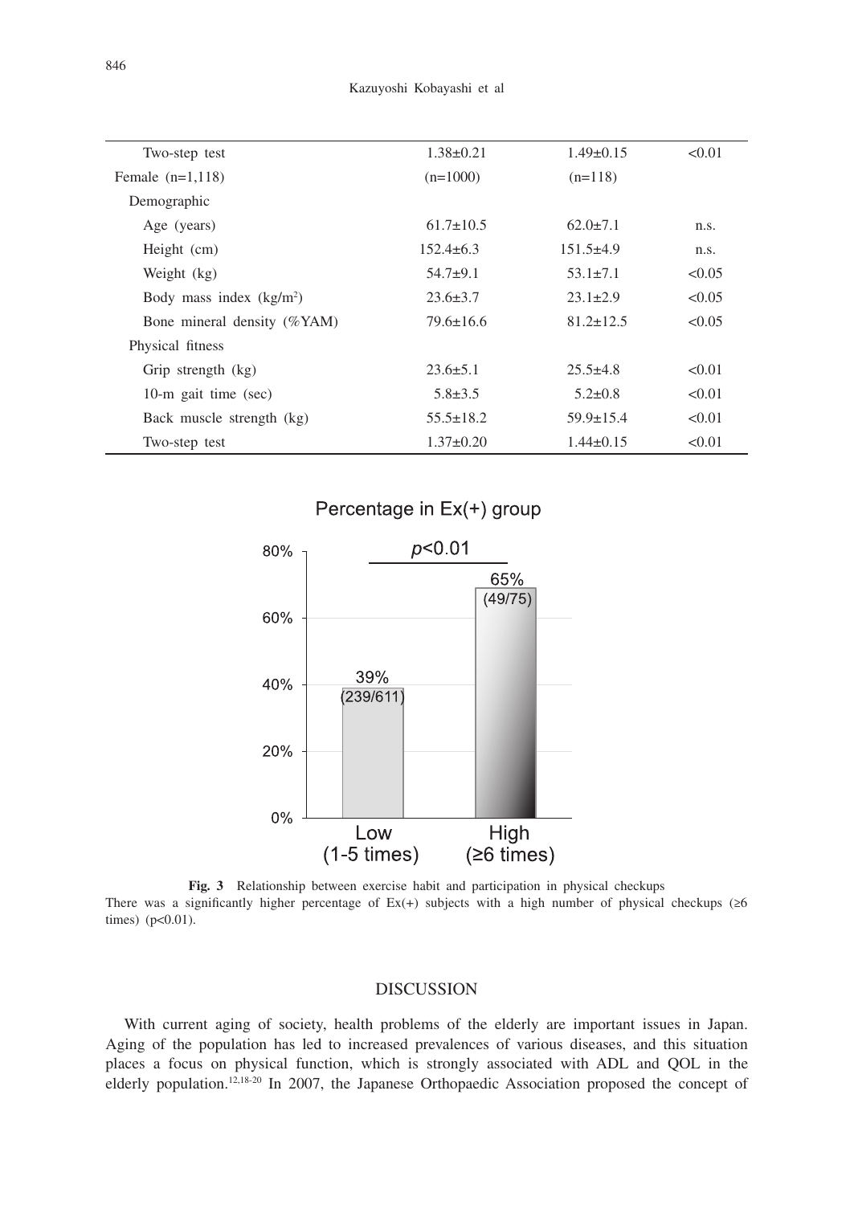| | | | |
|---|---|---|---|
| Two-step test | 1.38±0.21 | 1.49±0.15 | <0.01 |
| Female (n=1,118) | (n=1000) | (n=118) | |
| Demographic | | | |
| Age (years) | 61.7±10.5 | 62.0±7.1 | n.s. |
| Height (cm) | 152.4±6.3 | 151.5±4.9 | n.s. |
| Weight (kg) | 54.7±9.1 | 53.1±7.1 | <0.05 |
| Body mass index (kg/m$^2$) | 23.6±3.7 | 23.1±2.9 | <0.05 |
| Bone mineral density (%YAM) | 79.6±16.6 | 81.2±12.5 | <0.05 |
| Physical fitness | | | |
| Grip strength (kg) | 23.6±5.1 | 25.5±4.8 | <0.01 |
| 10-m gait time (sec) | 5.8±3.5 | 5.2±0.8 | <0.01 |
| Back muscle strength (kg) | 55.5±18.2 | 59.9±15.4 | <0.01 |
| Two-step test | 1.37±0.20 | 1.44±0.15 | <0.01 |

Percentage in Ex(+) group

| | Low (1-5 times) | High (≥6 times) |
|---|---|---|
| Percentage | 39% (239/611) | 65% (49/75) |

$p<0.01$

**Fig. 3** Relationship between exercise habit and participation in physical checkups
There was a significantly higher percentage of Ex(+) subjects with a high number of physical checkups (≥6 times) ($p<0.01$).

## DISCUSSION

With current aging of society, health problems of the elderly are important issues in Japan. Aging of the population has led to increased prevalences of various diseases, and this situation places a focus on physical function, which is strongly associated with ADL and QOL in the elderly population.[12,18-20] In 2007, the Japanese Orthopaedic Association proposed the concept of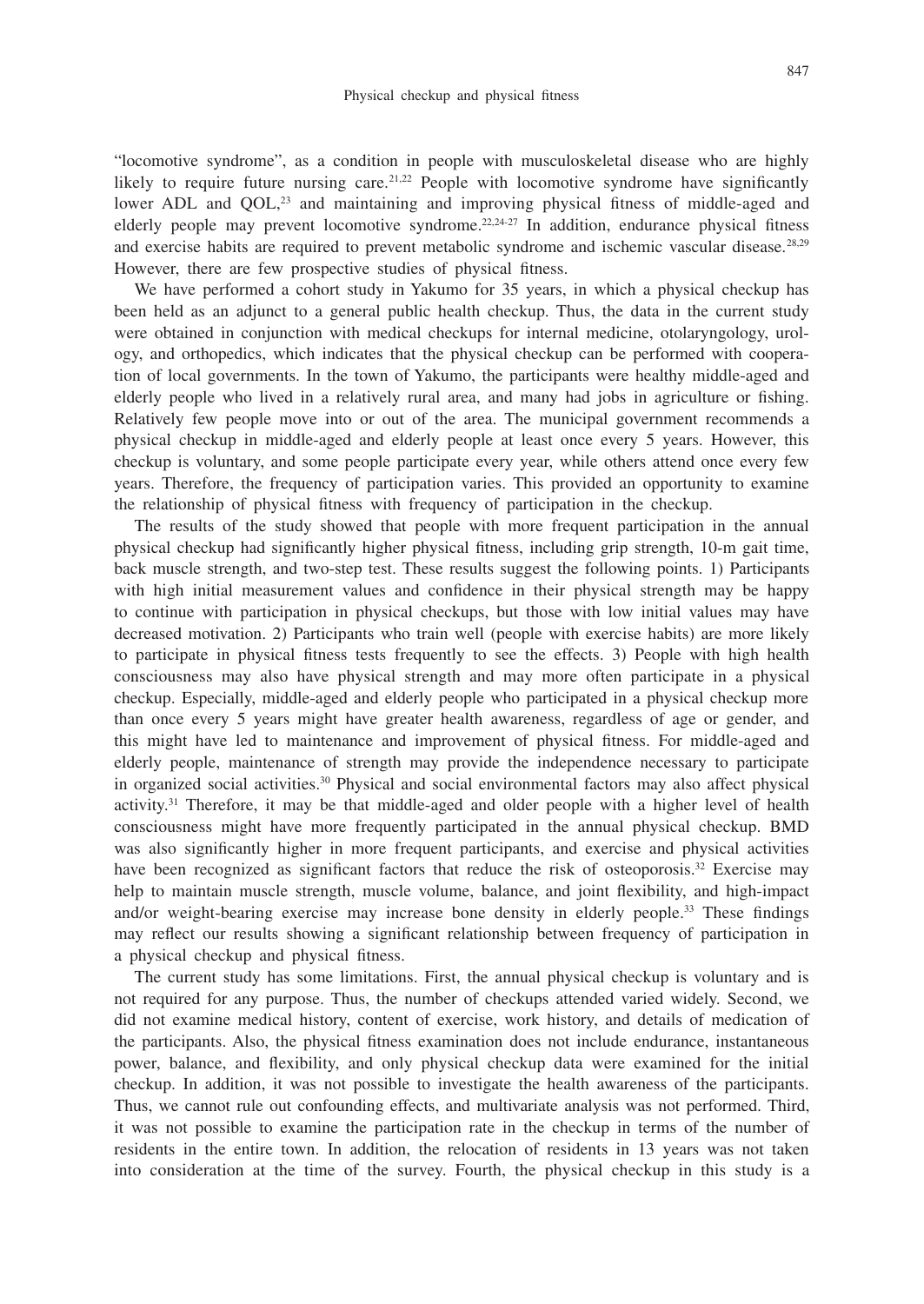"locomotive syndrome", as a condition in people with musculoskeletal disease who are highly likely to require future nursing care.[21,22] People with locomotive syndrome have significantly lower ADL and QOL,[23] and maintaining and improving physical fitness of middle-aged and elderly people may prevent locomotive syndrome.[22,24-27] In addition, endurance physical fitness and exercise habits are required to prevent metabolic syndrome and ischemic vascular disease.[28,29] However, there are few prospective studies of physical fitness.

We have performed a cohort study in Yakumo for 35 years, in which a physical checkup has been held as an adjunct to a general public health checkup. Thus, the data in the current study were obtained in conjunction with medical checkups for internal medicine, otolaryngology, urology, and orthopedics, which indicates that the physical checkup can be performed with cooperation of local governments. In the town of Yakumo, the participants were healthy middle-aged and elderly people who lived in a relatively rural area, and many had jobs in agriculture or fishing. Relatively few people move into or out of the area. The municipal government recommends a physical checkup in middle-aged and elderly people at least once every 5 years. However, this checkup is voluntary, and some people participate every year, while others attend once every few years. Therefore, the frequency of participation varies. This provided an opportunity to examine the relationship of physical fitness with frequency of participation in the checkup.

The results of the study showed that people with more frequent participation in the annual physical checkup had significantly higher physical fitness, including grip strength, 10-m gait time, back muscle strength, and two-step test. These results suggest the following points. 1) Participants with high initial measurement values and confidence in their physical strength may be happy to continue with participation in physical checkups, but those with low initial values may have decreased motivation. 2) Participants who train well (people with exercise habits) are more likely to participate in physical fitness tests frequently to see the effects. 3) People with high health consciousness may also have physical strength and may more often participate in a physical checkup. Especially, middle-aged and elderly people who participated in a physical checkup more than once every 5 years might have greater health awareness, regardless of age or gender, and this might have led to maintenance and improvement of physical fitness. For middle-aged and elderly people, maintenance of strength may provide the independence necessary to participate in organized social activities.[30] Physical and social environmental factors may also affect physical activity.[31] Therefore, it may be that middle-aged and older people with a higher level of health consciousness might have more frequently participated in the annual physical checkup. BMD was also significantly higher in more frequent participants, and exercise and physical activities have been recognized as significant factors that reduce the risk of osteoporosis.[32] Exercise may help to maintain muscle strength, muscle volume, balance, and joint flexibility, and high-impact and/or weight-bearing exercise may increase bone density in elderly people.[33] These findings may reflect our results showing a significant relationship between frequency of participation in a physical checkup and physical fitness.

The current study has some limitations. First, the annual physical checkup is voluntary and is not required for any purpose. Thus, the number of checkups attended varied widely. Second, we did not examine medical history, content of exercise, work history, and details of medication of the participants. Also, the physical fitness examination does not include endurance, instantaneous power, balance, and flexibility, and only physical checkup data were examined for the initial checkup. In addition, it was not possible to investigate the health awareness of the participants. Thus, we cannot rule out confounding effects, and multivariate analysis was not performed. Third, it was not possible to examine the participation rate in the checkup in terms of the number of residents in the entire town. In addition, the relocation of residents in 13 years was not taken into consideration at the time of the survey. Fourth, the physical checkup in this study is a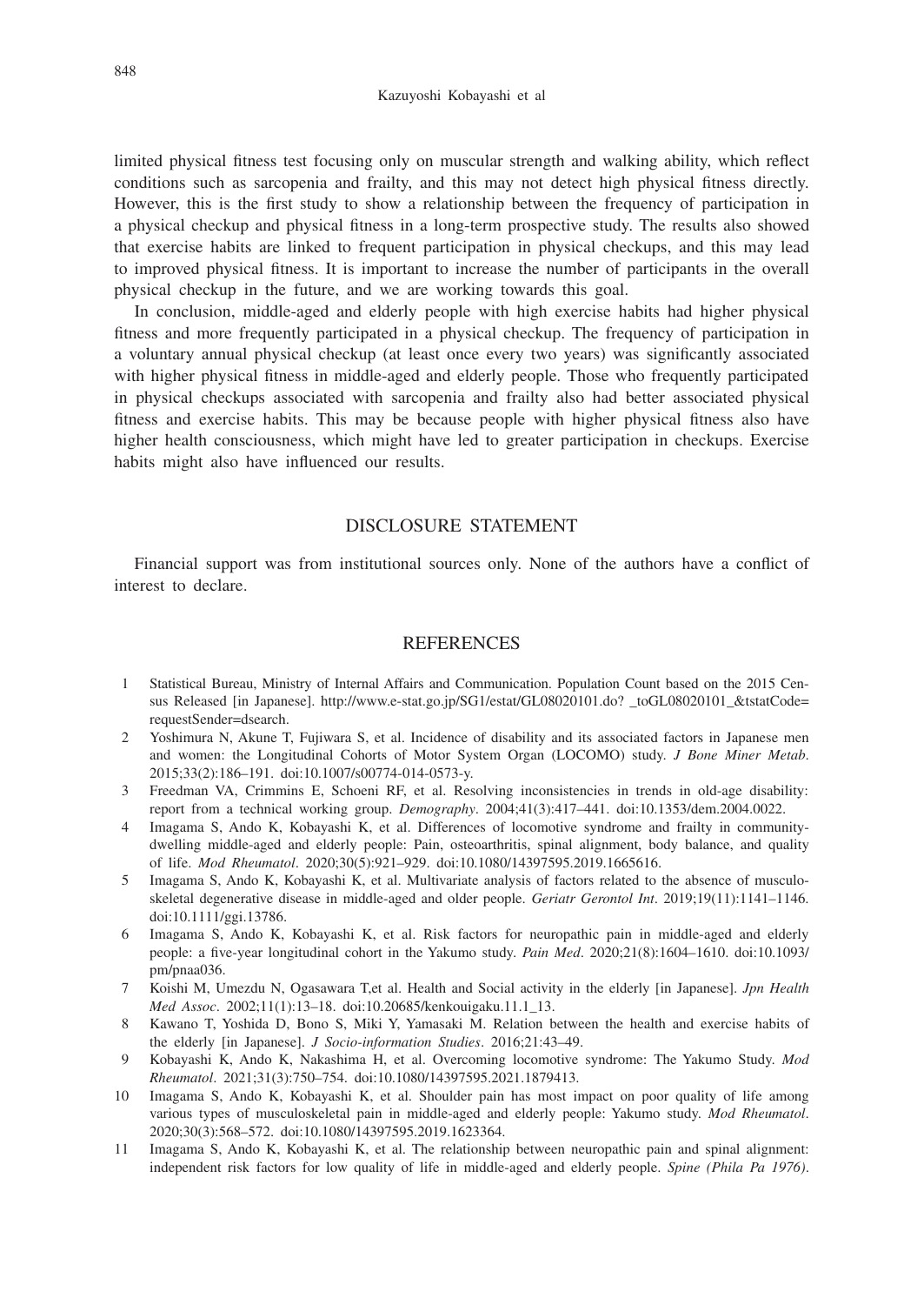limited physical fitness test focusing only on muscular strength and walking ability, which reflect conditions such as sarcopenia and frailty, and this may not detect high physical fitness directly. However, this is the first study to show a relationship between the frequency of participation in a physical checkup and physical fitness in a long-term prospective study. The results also showed that exercise habits are linked to frequent participation in physical checkups, and this may lead to improved physical fitness. It is important to increase the number of participants in the overall physical checkup in the future, and we are working towards this goal.

In conclusion, middle-aged and elderly people with high exercise habits had higher physical fitness and more frequently participated in a physical checkup. The frequency of participation in a voluntary annual physical checkup (at least once every two years) was significantly associated with higher physical fitness in middle-aged and elderly people. Those who frequently participated in physical checkups associated with sarcopenia and frailty also had better associated physical fitness and exercise habits. This may be because people with higher physical fitness also have higher health consciousness, which might have led to greater participation in checkups. Exercise habits might also have influenced our results.

## DISCLOSURE STATEMENT

Financial support was from institutional sources only. None of the authors have a conflict of interest to declare.

## REFERENCES

1. Statistical Bureau, Ministry of Internal Affairs and Communication. Population Count based on the 2015 Census Released [in Japanese]. http://www.e-stat.go.jp/SG1/estat/GL08020101.do? _toGL08020101_&tstatCode= requestSender=dsearch.
2. Yoshimura N, Akune T, Fujiwara S, et al. Incidence of disability and its associated factors in Japanese men and women: the Longitudinal Cohorts of Motor System Organ (LOCOMO) study. *J Bone Miner Metab*. 2015;33(2):186–191. doi:10.1007/s00774-014-0573-y.
3. Freedman VA, Crimmins E, Schoeni RF, et al. Resolving inconsistencies in trends in old-age disability: report from a technical working group. *Demography*. 2004;41(3):417–441. doi:10.1353/dem.2004.0022.
4. Imagama S, Ando K, Kobayashi K, et al. Differences of locomotive syndrome and frailty in community-dwelling middle-aged and elderly people: Pain, osteoarthritis, spinal alignment, body balance, and quality of life. *Mod Rheumatol*. 2020;30(5):921–929. doi:10.1080/14397595.2019.1665616.
5. Imagama S, Ando K, Kobayashi K, et al. Multivariate analysis of factors related to the absence of musculoskeletal degenerative disease in middle-aged and older people. *Geriatr Gerontol Int*. 2019;19(11):1141–1146. doi:10.1111/ggi.13786.
6. Imagama S, Ando K, Kobayashi K, et al. Risk factors for neuropathic pain in middle-aged and elderly people: a five-year longitudinal cohort in the Yakumo study. *Pain Med*. 2020;21(8):1604–1610. doi:10.1093/pm/pnaa036.
7. Koishi M, Umezdu N, Ogasawara T,et al. Health and Social activity in the elderly [in Japanese]. *Jpn Health Med Assoc*. 2002;11(1):13–18. doi:10.20685/kenkouigaku.11.1_13.
8. Kawano T, Yoshida D, Bono S, Miki Y, Yamasaki M. Relation between the health and exercise habits of the elderly [in Japanese]. *J Socio-information Studies*. 2016;21:43–49.
9. Kobayashi K, Ando K, Nakashima H, et al. Overcoming locomotive syndrome: The Yakumo Study. *Mod Rheumatol*. 2021;31(3):750–754. doi:10.1080/14397595.2021.1879413.
10. Imagama S, Ando K, Kobayashi K, et al. Shoulder pain has most impact on poor quality of life among various types of musculoskeletal pain in middle-aged and elderly people: Yakumo study. *Mod Rheumatol*. 2020;30(3):568–572. doi:10.1080/14397595.2019.1623364.
11. Imagama S, Ando K, Kobayashi K, et al. The relationship between neuropathic pain and spinal alignment: independent risk factors for low quality of life in middle-aged and elderly people. *Spine (Phila Pa 1976)*.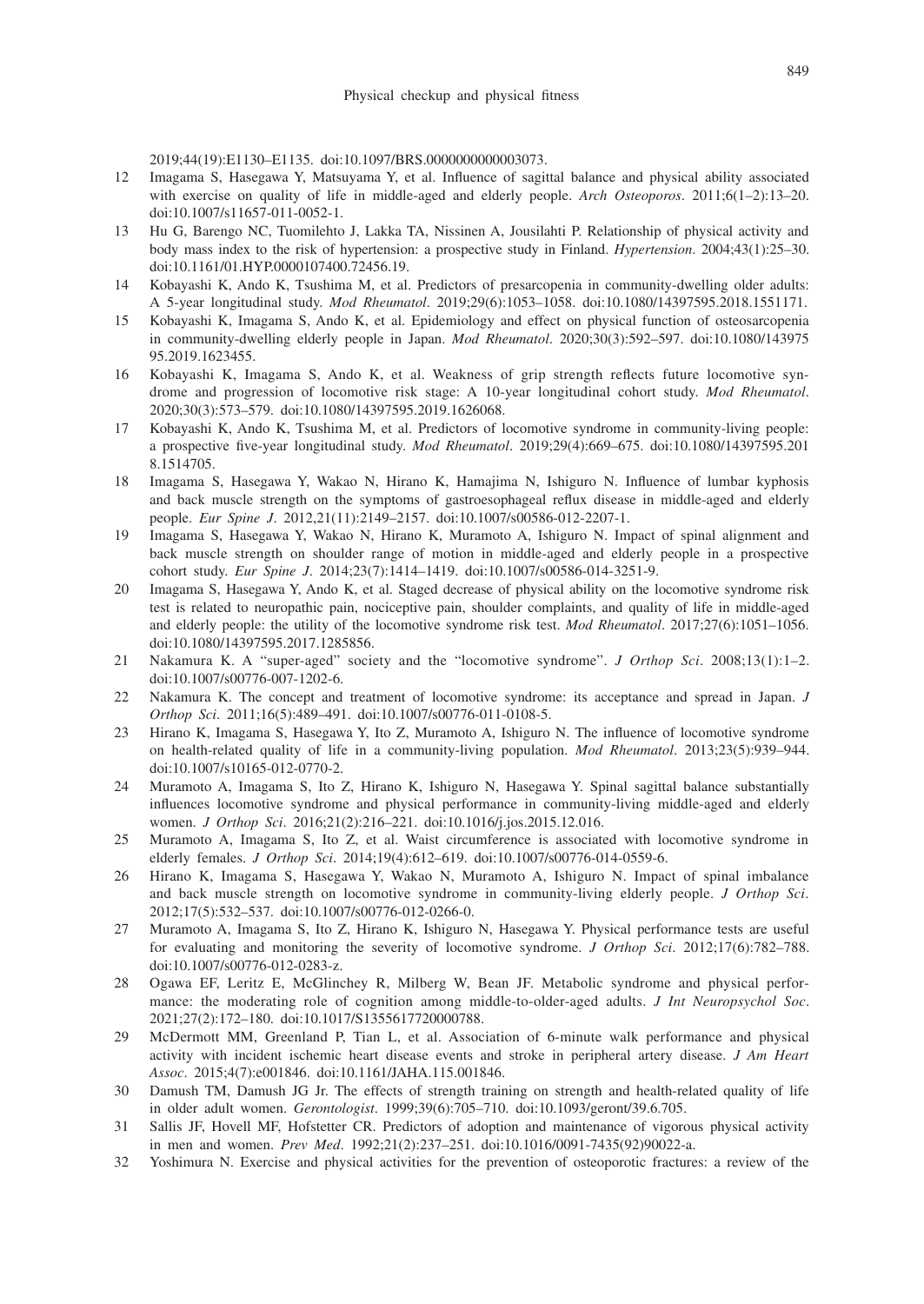2019;44(19):E1130–E1135. doi:10.1097/BRS.0000000000003073.

12 Imagama S, Hasegawa Y, Matsuyama Y, et al. Influence of sagittal balance and physical ability associated with exercise on quality of life in middle-aged and elderly people. *Arch Osteoporos*. 2011;6(1–2):13–20. doi:10.1007/s11657-011-0052-1.

13 Hu G, Barengo NC, Tuomilehto J, Lakka TA, Nissinen A, Jousilahti P. Relationship of physical activity and body mass index to the risk of hypertension: a prospective study in Finland. *Hypertension*. 2004;43(1):25–30. doi:10.1161/01.HYP.0000107400.72456.19.

14 Kobayashi K, Ando K, Tsushima M, et al. Predictors of presarcopenia in community-dwelling older adults: A 5-year longitudinal study. *Mod Rheumatol*. 2019;29(6):1053–1058. doi:10.1080/14397595.2018.1551171.

15 Kobayashi K, Imagama S, Ando K, et al. Epidemiology and effect on physical function of osteosarcopenia in community-dwelling elderly people in Japan. *Mod Rheumatol*. 2020;30(3):592–597. doi:10.1080/14397595.2019.1623455.

16 Kobayashi K, Imagama S, Ando K, et al. Weakness of grip strength reflects future locomotive syndrome and progression of locomotive risk stage: A 10-year longitudinal cohort study. *Mod Rheumatol*. 2020;30(3):573–579. doi:10.1080/14397595.2019.1626068.

17 Kobayashi K, Ando K, Tsushima M, et al. Predictors of locomotive syndrome in community-living people: a prospective five-year longitudinal study. *Mod Rheumatol*. 2019;29(4):669–675. doi:10.1080/14397595.2018.1514705.

18 Imagama S, Hasegawa Y, Wakao N, Hirano K, Hamajima N, Ishiguro N. Influence of lumbar kyphosis and back muscle strength on the symptoms of gastroesophageal reflux disease in middle-aged and elderly people. *Eur Spine J*. 2012,21(11):2149–2157. doi:10.1007/s00586-012-2207-1.

19 Imagama S, Hasegawa Y, Wakao N, Hirano K, Muramoto A, Ishiguro N. Impact of spinal alignment and back muscle strength on shoulder range of motion in middle-aged and elderly people in a prospective cohort study. *Eur Spine J*. 2014;23(7):1414–1419. doi:10.1007/s00586-014-3251-9.

20 Imagama S, Hasegawa Y, Ando K, et al. Staged decrease of physical ability on the locomotive syndrome risk test is related to neuropathic pain, nociceptive pain, shoulder complaints, and quality of life in middle-aged and elderly people: the utility of the locomotive syndrome risk test. *Mod Rheumatol*. 2017;27(6):1051–1056. doi:10.1080/14397595.2017.1285856.

21 Nakamura K. A "super-aged" society and the "locomotive syndrome". *J Orthop Sci*. 2008;13(1):1–2. doi:10.1007/s00776-007-1202-6.

22 Nakamura K. The concept and treatment of locomotive syndrome: its acceptance and spread in Japan. *J Orthop Sci*. 2011;16(5):489–491. doi:10.1007/s00776-011-0108-5.

23 Hirano K, Imagama S, Hasegawa Y, Ito Z, Muramoto A, Ishiguro N. The influence of locomotive syndrome on health-related quality of life in a community-living population. *Mod Rheumatol*. 2013;23(5):939–944. doi:10.1007/s10165-012-0770-2.

24 Muramoto A, Imagama S, Ito Z, Hirano K, Ishiguro N, Hasegawa Y. Spinal sagittal balance substantially influences locomotive syndrome and physical performance in community-living middle-aged and elderly women. *J Orthop Sci*. 2016;21(2):216–221. doi:10.1016/j.jos.2015.12.016.

25 Muramoto A, Imagama S, Ito Z, et al. Waist circumference is associated with locomotive syndrome in elderly females. *J Orthop Sci*. 2014;19(4):612–619. doi:10.1007/s00776-014-0559-6.

26 Hirano K, Imagama S, Hasegawa Y, Wakao N, Muramoto A, Ishiguro N. Impact of spinal imbalance and back muscle strength on locomotive syndrome in community-living elderly people. *J Orthop Sci*. 2012;17(5):532–537. doi:10.1007/s00776-012-0266-0.

27 Muramoto A, Imagama S, Ito Z, Hirano K, Ishiguro N, Hasegawa Y. Physical performance tests are useful for evaluating and monitoring the severity of locomotive syndrome. *J Orthop Sci*. 2012;17(6):782–788. doi:10.1007/s00776-012-0283-z.

28 Ogawa EF, Leritz E, McGlinchey R, Milberg W, Bean JF. Metabolic syndrome and physical performance: the moderating role of cognition among middle-to-older-aged adults. *J Int Neuropsychol Soc*. 2021;27(2):172–180. doi:10.1017/S1355617720000788.

29 McDermott MM, Greenland P, Tian L, et al. Association of 6-minute walk performance and physical activity with incident ischemic heart disease events and stroke in peripheral artery disease. *J Am Heart Assoc*. 2015;4(7):e001846. doi:10.1161/JAHA.115.001846.

30 Damush TM, Damush JG Jr. The effects of strength training on strength and health-related quality of life in older adult women. *Gerontologist*. 1999;39(6):705–710. doi:10.1093/geront/39.6.705.

31 Sallis JF, Hovell MF, Hofstetter CR. Predictors of adoption and maintenance of vigorous physical activity in men and women. *Prev Med*. 1992;21(2):237–251. doi:10.1016/0091-7435(92)90022-a.

32 Yoshimura N. Exercise and physical activities for the prevention of osteoporotic fractures: a review of the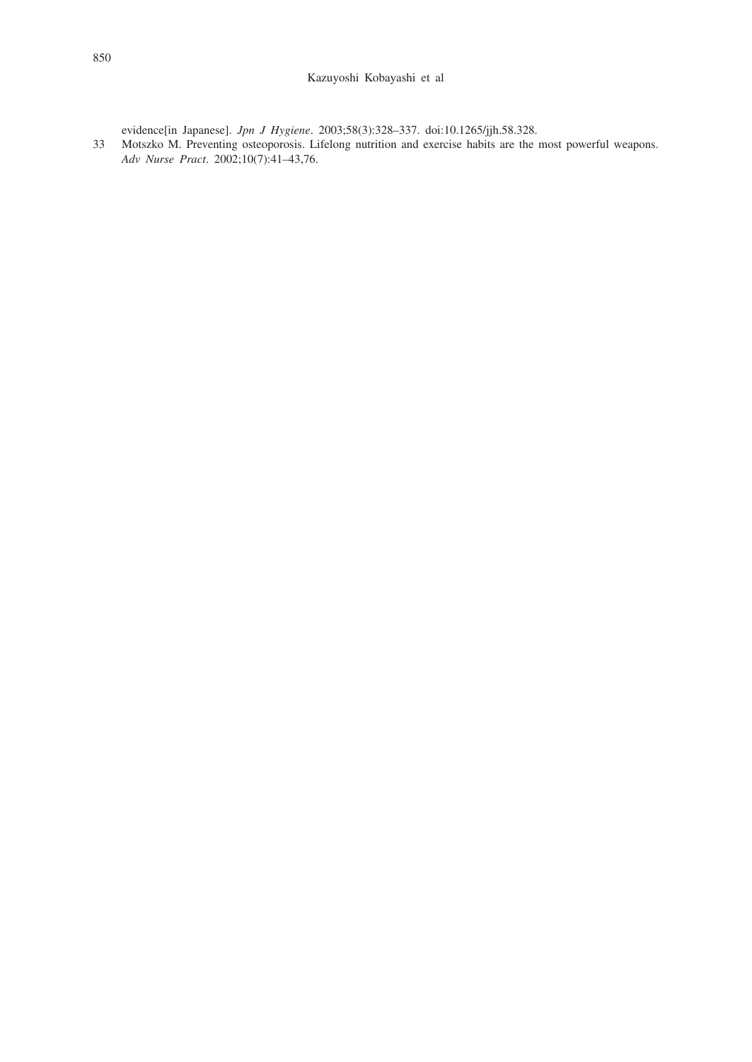evidence[in Japanese]. *Jpn J Hygiene*. 2003;58(3):328–337. doi:10.1265/jjh.58.328.

33 Motszko M. Preventing osteoporosis. Lifelong nutrition and exercise habits are the most powerful weapons. *Adv Nurse Pract*. 2002;10(7):41–43,76.